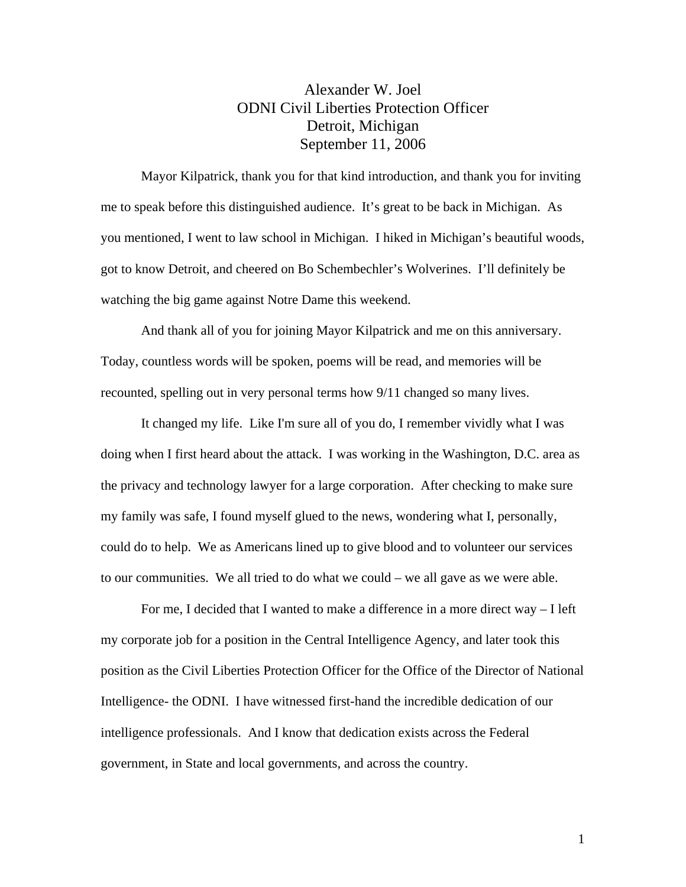# Alexander W. Joel
## ODNI Civil Liberties Protection Officer
## Detroit, Michigan
## September 11, 2006

Mayor Kilpatrick, thank you for that kind introduction, and thank you for inviting me to speak before this distinguished audience. It's great to be back in Michigan. As you mentioned, I went to law school in Michigan. I hiked in Michigan's beautiful woods, got to know Detroit, and cheered on Bo Schembechler's Wolverines. I'll definitely be watching the big game against Notre Dame this weekend.

And thank all of you for joining Mayor Kilpatrick and me on this anniversary. Today, countless words will be spoken, poems will be read, and memories will be recounted, spelling out in very personal terms how 9/11 changed so many lives.

It changed my life. Like I'm sure all of you do, I remember vividly what I was doing when I first heard about the attack. I was working in the Washington, D.C. area as the privacy and technology lawyer for a large corporation. After checking to make sure my family was safe, I found myself glued to the news, wondering what I, personally, could do to help. We as Americans lined up to give blood and to volunteer our services to our communities. We all tried to do what we could – we all gave as we were able.

For me, I decided that I wanted to make a difference in a more direct way – I left my corporate job for a position in the Central Intelligence Agency, and later took this position as the Civil Liberties Protection Officer for the Office of the Director of National Intelligence- the ODNI. I have witnessed first-hand the incredible dedication of our intelligence professionals. And I know that dedication exists across the Federal government, in State and local governments, and across the country.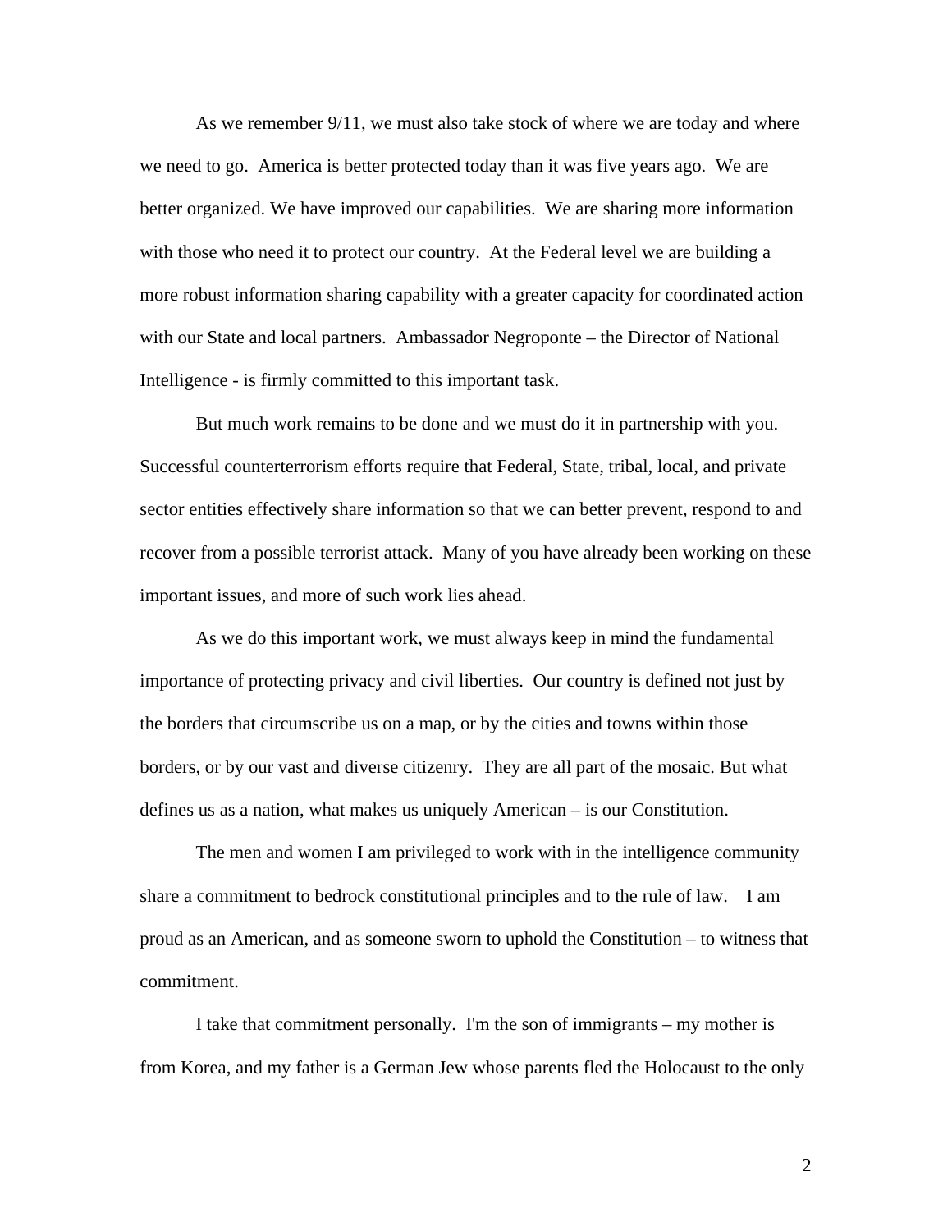As we remember 9/11, we must also take stock of where we are today and where we need to go. America is better protected today than it was five years ago. We are better organized. We have improved our capabilities. We are sharing more information with those who need it to protect our country. At the Federal level we are building a more robust information sharing capability with a greater capacity for coordinated action with our State and local partners. Ambassador Negroponte – the Director of National Intelligence - is firmly committed to this important task.

But much work remains to be done and we must do it in partnership with you. Successful counterterrorism efforts require that Federal, State, tribal, local, and private sector entities effectively share information so that we can better prevent, respond to and recover from a possible terrorist attack. Many of you have already been working on these important issues, and more of such work lies ahead.

As we do this important work, we must always keep in mind the fundamental importance of protecting privacy and civil liberties. Our country is defined not just by the borders that circumscribe us on a map, or by the cities and towns within those borders, or by our vast and diverse citizenry. They are all part of the mosaic. But what defines us as a nation, what makes us uniquely American – is our Constitution.

The men and women I am privileged to work with in the intelligence community share a commitment to bedrock constitutional principles and to the rule of law. I am proud as an American, and as someone sworn to uphold the Constitution – to witness that commitment.

I take that commitment personally. I'm the son of immigrants – my mother is from Korea, and my father is a German Jew whose parents fled the Holocaust to the only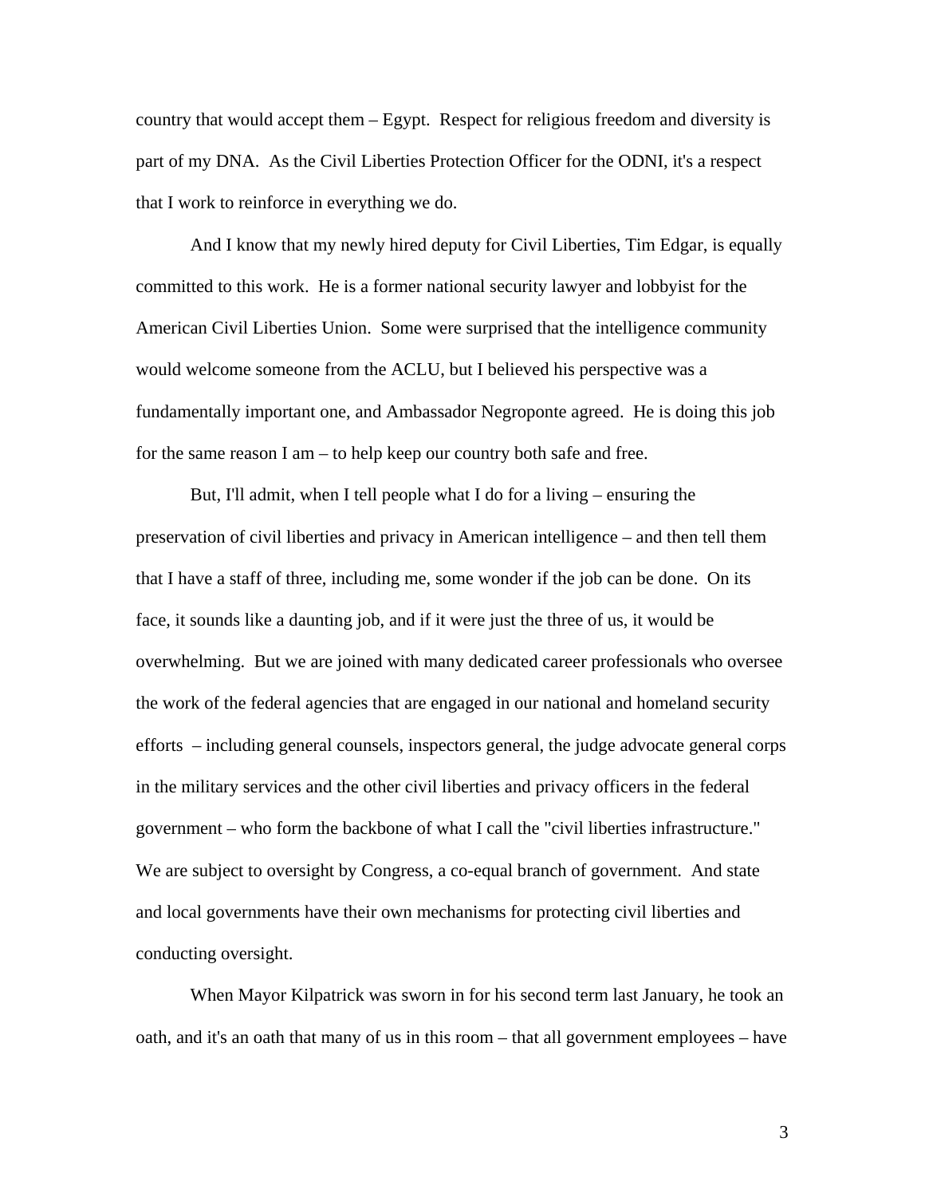country that would accept them – Egypt. Respect for religious freedom and diversity is part of my DNA. As the Civil Liberties Protection Officer for the ODNI, it's a respect that I work to reinforce in everything we do.

And I know that my newly hired deputy for Civil Liberties, Tim Edgar, is equally committed to this work. He is a former national security lawyer and lobbyist for the American Civil Liberties Union. Some were surprised that the intelligence community would welcome someone from the ACLU, but I believed his perspective was a fundamentally important one, and Ambassador Negroponte agreed. He is doing this job for the same reason I am – to help keep our country both safe and free.

But, I'll admit, when I tell people what I do for a living – ensuring the preservation of civil liberties and privacy in American intelligence – and then tell them that I have a staff of three, including me, some wonder if the job can be done. On its face, it sounds like a daunting job, and if it were just the three of us, it would be overwhelming. But we are joined with many dedicated career professionals who oversee the work of the federal agencies that are engaged in our national and homeland security efforts – including general counsels, inspectors general, the judge advocate general corps in the military services and the other civil liberties and privacy officers in the federal government – who form the backbone of what I call the "civil liberties infrastructure." We are subject to oversight by Congress, a co-equal branch of government. And state and local governments have their own mechanisms for protecting civil liberties and conducting oversight.

When Mayor Kilpatrick was sworn in for his second term last January, he took an oath, and it's an oath that many of us in this room – that all government employees – have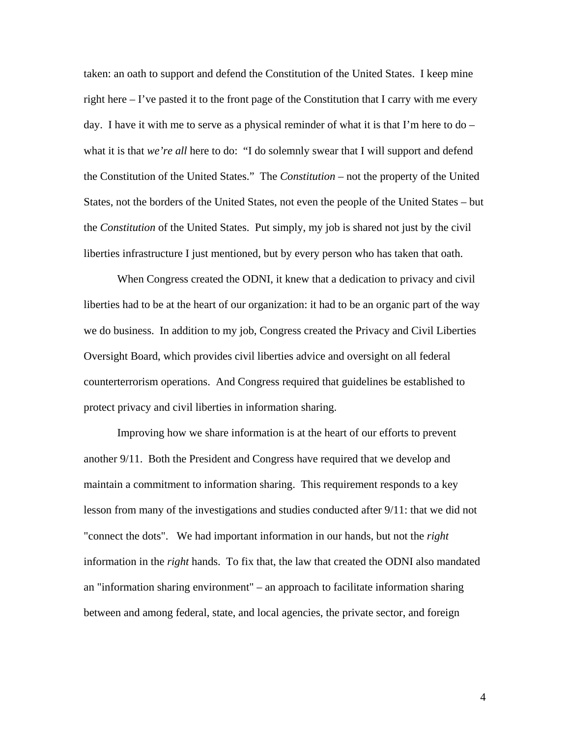taken: an oath to support and defend the Constitution of the United States. I keep mine right here – I've pasted it to the front page of the Constitution that I carry with me every day. I have it with me to serve as a physical reminder of what it is that I'm here to do – what it is that *we're all* here to do: "I do solemnly swear that I will support and defend the Constitution of the United States." The *Constitution* – not the property of the United States, not the borders of the United States, not even the people of the United States – but the *Constitution* of the United States. Put simply, my job is shared not just by the civil liberties infrastructure I just mentioned, but by every person who has taken that oath.

When Congress created the ODNI, it knew that a dedication to privacy and civil liberties had to be at the heart of our organization: it had to be an organic part of the way we do business. In addition to my job, Congress created the Privacy and Civil Liberties Oversight Board, which provides civil liberties advice and oversight on all federal counterterrorism operations. And Congress required that guidelines be established to protect privacy and civil liberties in information sharing.

Improving how we share information is at the heart of our efforts to prevent another 9/11. Both the President and Congress have required that we develop and maintain a commitment to information sharing. This requirement responds to a key lesson from many of the investigations and studies conducted after 9/11: that we did not "connect the dots". We had important information in our hands, but not the *right* information in the *right* hands. To fix that, the law that created the ODNI also mandated an "information sharing environment" – an approach to facilitate information sharing between and among federal, state, and local agencies, the private sector, and foreign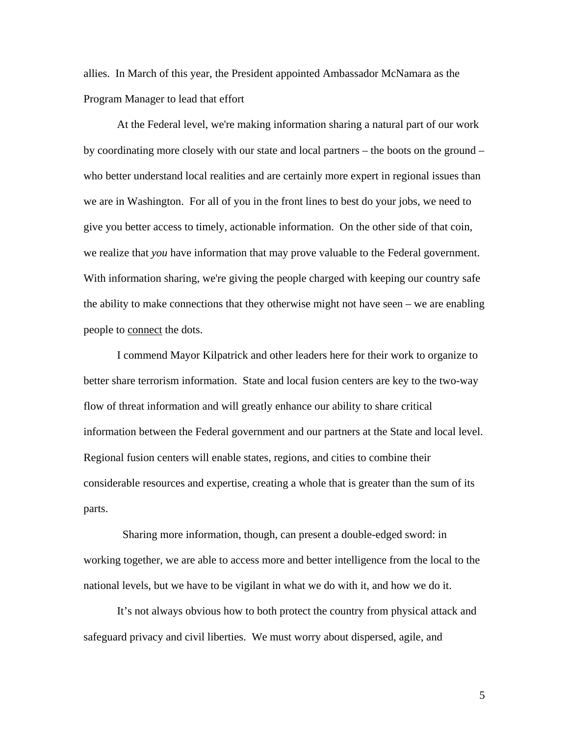allies. In March of this year, the President appointed Ambassador McNamara as the Program Manager to lead that effort

At the Federal level, we're making information sharing a natural part of our work by coordinating more closely with our state and local partners – the boots on the ground – who better understand local realities and are certainly more expert in regional issues than we are in Washington. For all of you in the front lines to best do your jobs, we need to give you better access to timely, actionable information. On the other side of that coin, we realize that *you* have information that may prove valuable to the Federal government. With information sharing, we're giving the people charged with keeping our country safe the ability to make connections that they otherwise might not have seen – we are enabling people to <u>connect</u> the dots.

I commend Mayor Kilpatrick and other leaders here for their work to organize to better share terrorism information. State and local fusion centers are key to the two-way flow of threat information and will greatly enhance our ability to share critical information between the Federal government and our partners at the State and local level. Regional fusion centers will enable states, regions, and cities to combine their considerable resources and expertise, creating a whole that is greater than the sum of its parts.

Sharing more information, though, can present a double-edged sword: in working together, we are able to access more and better intelligence from the local to the national levels, but we have to be vigilant in what we do with it, and how we do it.

It's not always obvious how to both protect the country from physical attack and safeguard privacy and civil liberties. We must worry about dispersed, agile, and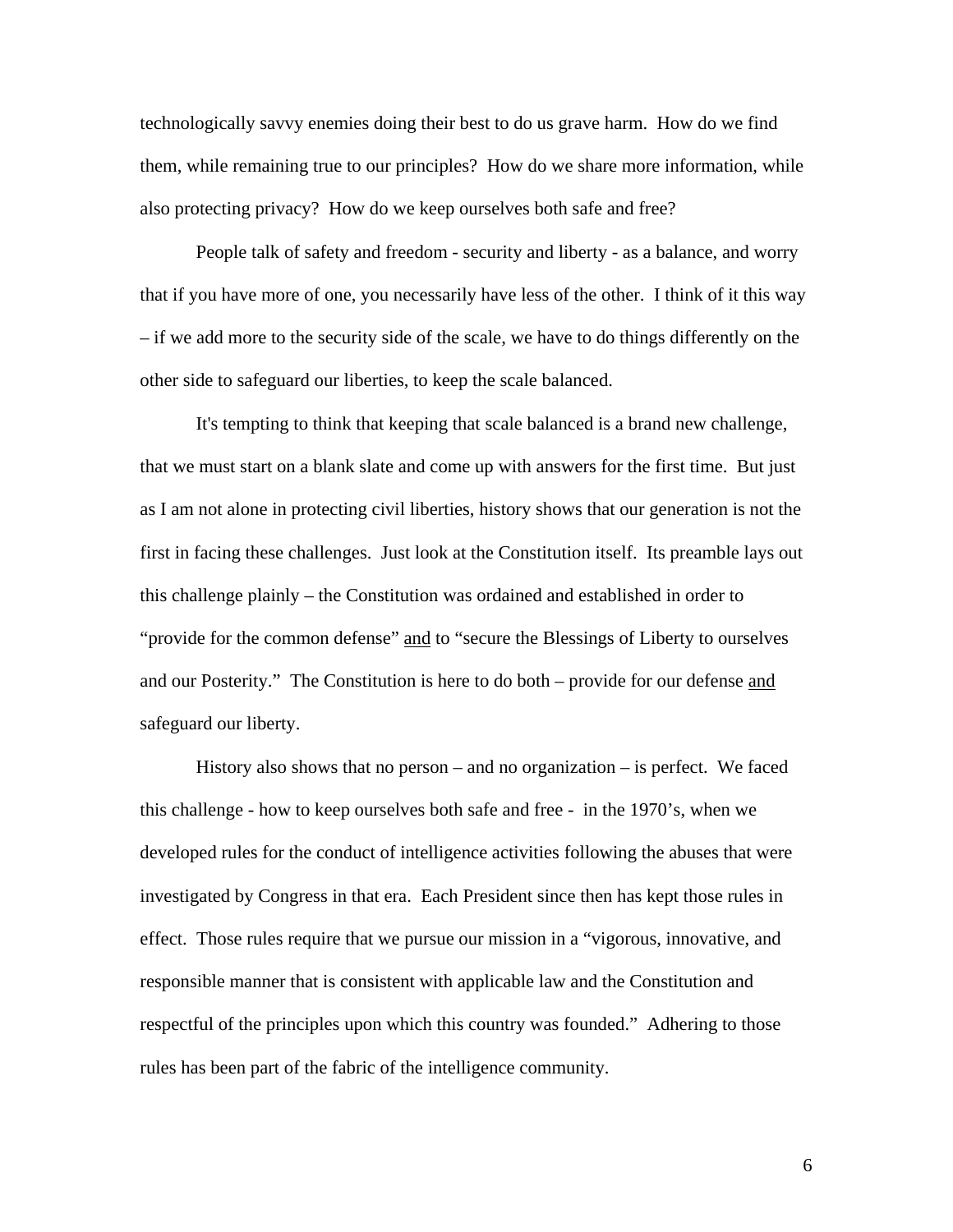technologically savvy enemies doing their best to do us grave harm. How do we find them, while remaining true to our principles? How do we share more information, while also protecting privacy? How do we keep ourselves both safe and free?

People talk of safety and freedom - security and liberty - as a balance, and worry that if you have more of one, you necessarily have less of the other. I think of it this way – if we add more to the security side of the scale, we have to do things differently on the other side to safeguard our liberties, to keep the scale balanced.

It's tempting to think that keeping that scale balanced is a brand new challenge, that we must start on a blank slate and come up with answers for the first time. But just as I am not alone in protecting civil liberties, history shows that our generation is not the first in facing these challenges. Just look at the Constitution itself. Its preamble lays out this challenge plainly – the Constitution was ordained and established in order to "provide for the common defense" <u>and</u> to "secure the Blessings of Liberty to ourselves and our Posterity." The Constitution is here to do both – provide for our defense <u>and</u> safeguard our liberty.

History also shows that no person – and no organization – is perfect. We faced this challenge - how to keep ourselves both safe and free - in the 1970's, when we developed rules for the conduct of intelligence activities following the abuses that were investigated by Congress in that era. Each President since then has kept those rules in effect. Those rules require that we pursue our mission in a "vigorous, innovative, and responsible manner that is consistent with applicable law and the Constitution and respectful of the principles upon which this country was founded." Adhering to those rules has been part of the fabric of the intelligence community.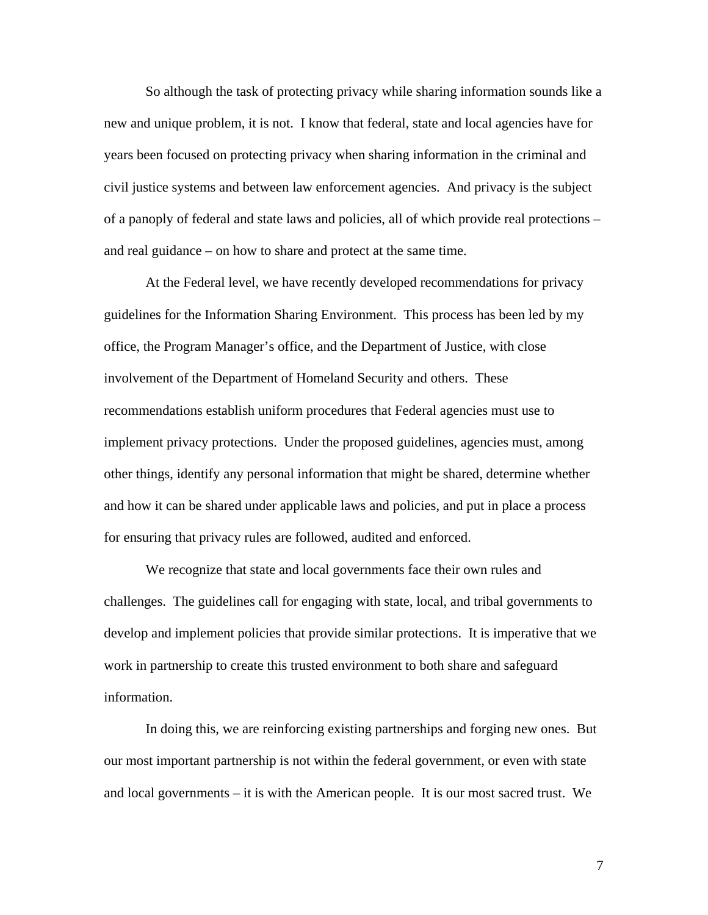So although the task of protecting privacy while sharing information sounds like a new and unique problem, it is not. I know that federal, state and local agencies have for years been focused on protecting privacy when sharing information in the criminal and civil justice systems and between law enforcement agencies. And privacy is the subject of a panoply of federal and state laws and policies, all of which provide real protections – and real guidance – on how to share and protect at the same time.

At the Federal level, we have recently developed recommendations for privacy guidelines for the Information Sharing Environment. This process has been led by my office, the Program Manager's office, and the Department of Justice, with close involvement of the Department of Homeland Security and others. These recommendations establish uniform procedures that Federal agencies must use to implement privacy protections. Under the proposed guidelines, agencies must, among other things, identify any personal information that might be shared, determine whether and how it can be shared under applicable laws and policies, and put in place a process for ensuring that privacy rules are followed, audited and enforced.

We recognize that state and local governments face their own rules and challenges. The guidelines call for engaging with state, local, and tribal governments to develop and implement policies that provide similar protections. It is imperative that we work in partnership to create this trusted environment to both share and safeguard information.

In doing this, we are reinforcing existing partnerships and forging new ones. But our most important partnership is not within the federal government, or even with state and local governments – it is with the American people. It is our most sacred trust. We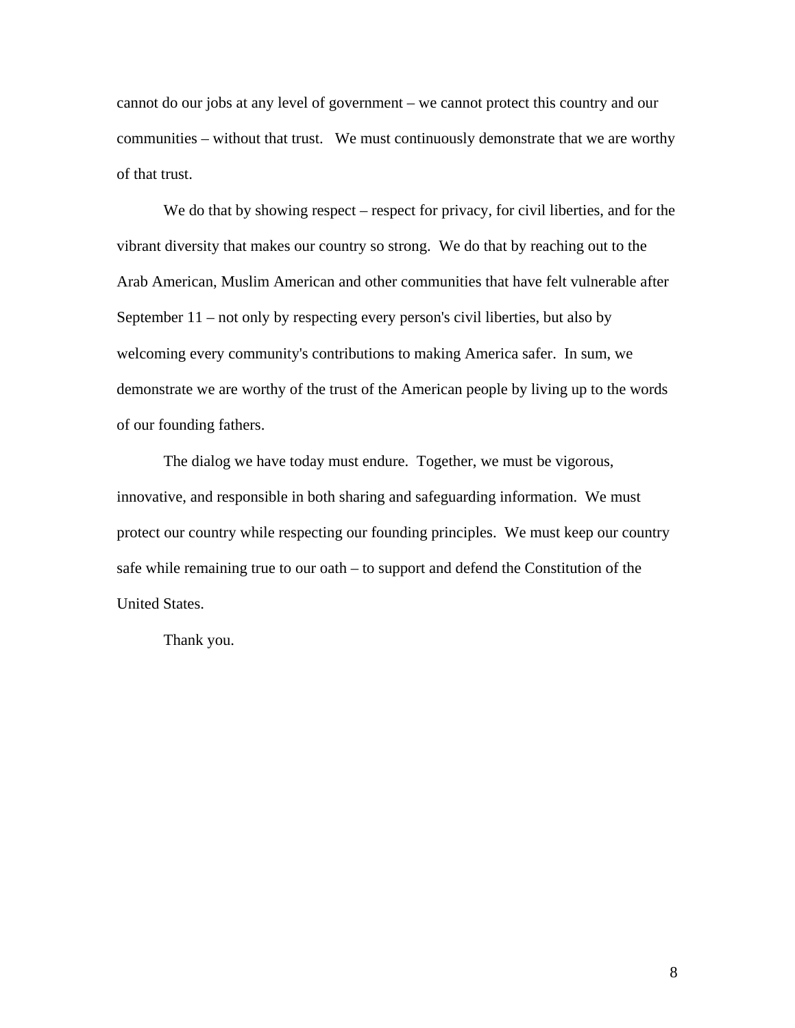cannot do our jobs at any level of government – we cannot protect this country and our communities – without that trust. We must continuously demonstrate that we are worthy of that trust.

We do that by showing respect – respect for privacy, for civil liberties, and for the vibrant diversity that makes our country so strong. We do that by reaching out to the Arab American, Muslim American and other communities that have felt vulnerable after September 11 – not only by respecting every person's civil liberties, but also by welcoming every community's contributions to making America safer. In sum, we demonstrate we are worthy of the trust of the American people by living up to the words of our founding fathers.

The dialog we have today must endure. Together, we must be vigorous, innovative, and responsible in both sharing and safeguarding information. We must protect our country while respecting our founding principles. We must keep our country safe while remaining true to our oath – to support and defend the Constitution of the United States.

Thank you.